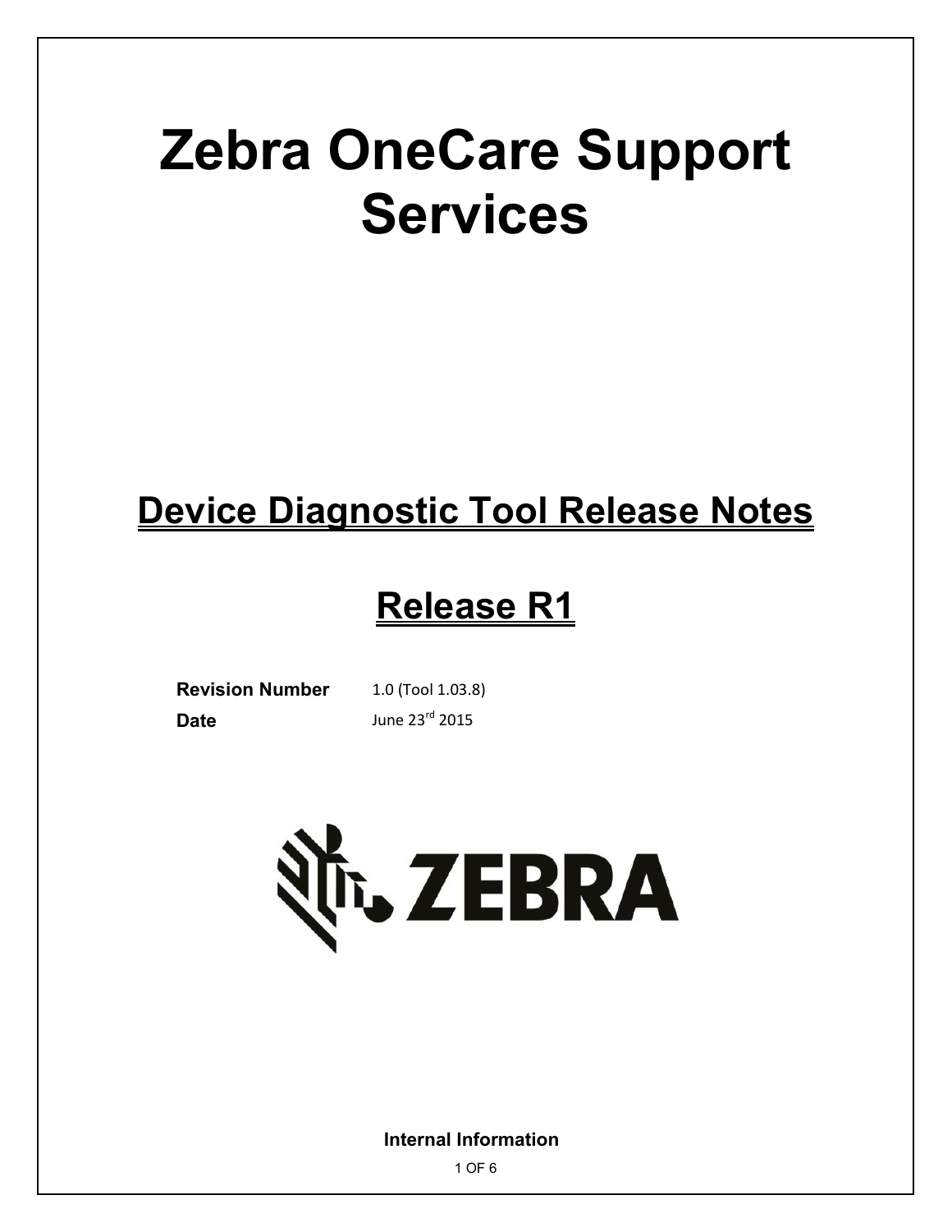# Zebra OneCare Support Services

## Device Diagnostic Tool Release Notes

## Release R1

**Revision Number** 1.0 (Tool 1.03.8)

**Date** June 23rd 2015

**Internal Information**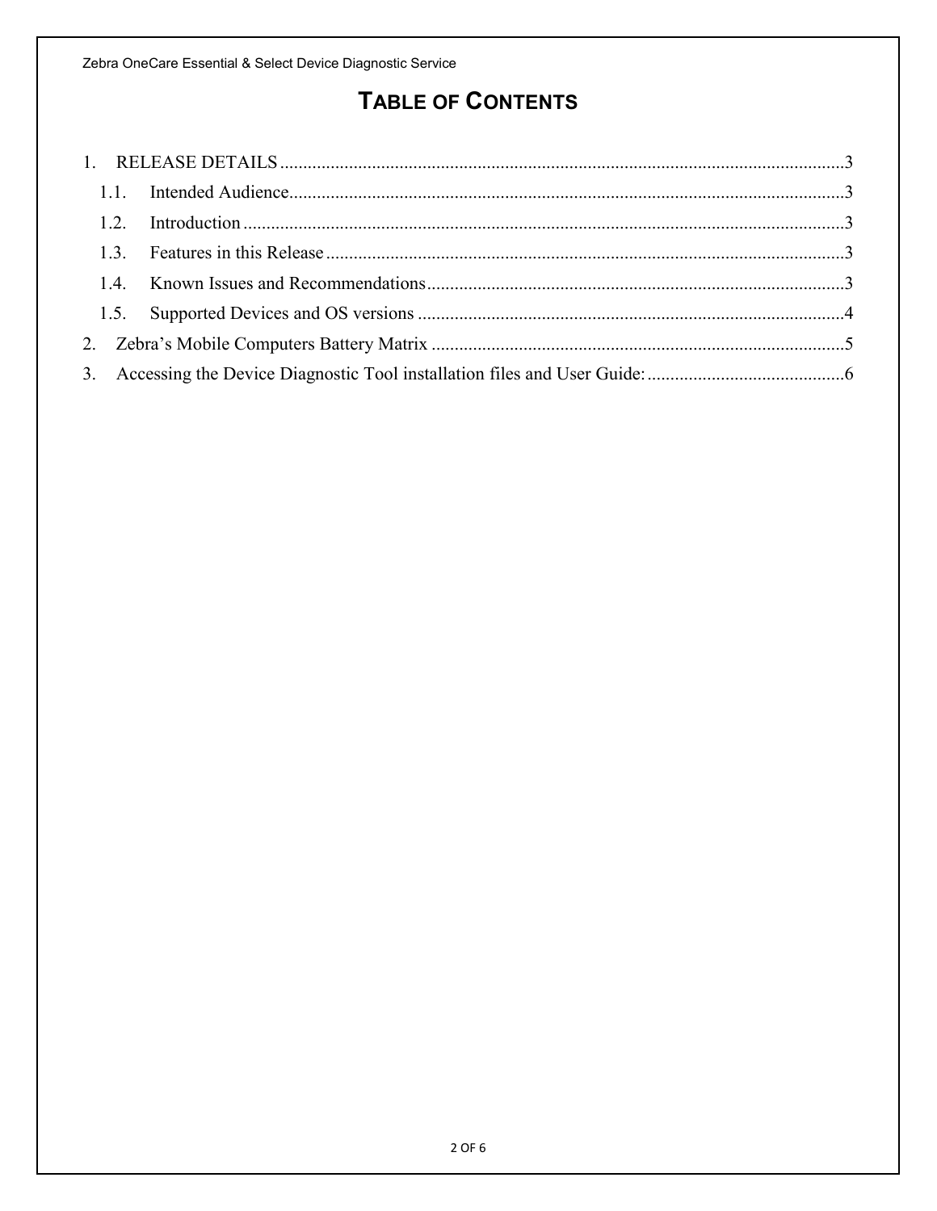# TABLE OF CONTENTS

1. RELEASE DETAILS ........................................................................................................................3
   - 1.1. Intended Audience........................................................................................................................3
   - 1.2. Introduction ..................................................................................................................................3
   - 1.3. Features in this Release ................................................................................................................3
   - 1.4. Known Issues and Recommendations..........................................................................................3
   - 1.5. Supported Devices and OS versions ............................................................................................4
2. Zebra's Mobile Computers Battery Matrix .........................................................................................5
3. Accessing the Device Diagnostic Tool installation files and User Guide: ..........................................6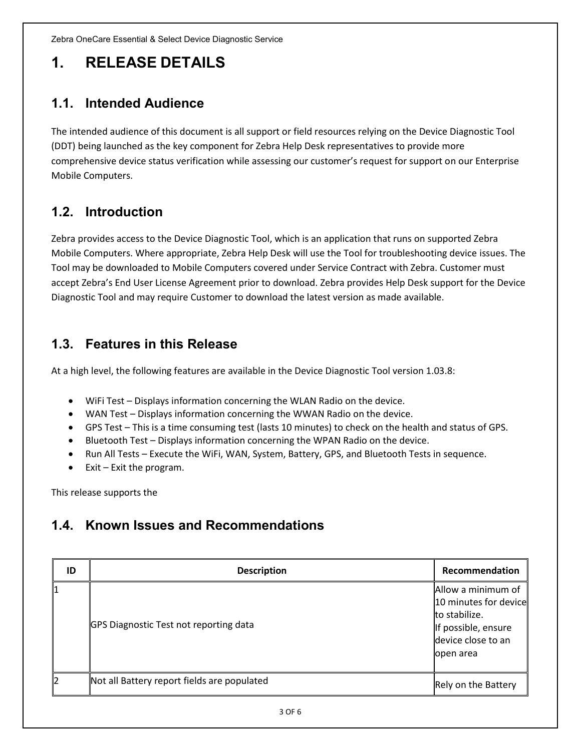# 1. RELEASE DETAILS

## 1.1. Intended Audience

The intended audience of this document is all support or field resources relying on the Device Diagnostic Tool (DDT) being launched as the key component for Zebra Help Desk representatives to provide more comprehensive device status verification while assessing our customer's request for support on our Enterprise Mobile Computers.

## 1.2. Introduction

Zebra provides access to the Device Diagnostic Tool, which is an application that runs on supported Zebra Mobile Computers. Where appropriate, Zebra Help Desk will use the Tool for troubleshooting device issues. The Tool may be downloaded to Mobile Computers covered under Service Contract with Zebra. Customer must accept Zebra's End User License Agreement prior to download. Zebra provides Help Desk support for the Device Diagnostic Tool and may require Customer to download the latest version as made available.

## 1.3. Features in this Release

At a high level, the following features are available in the Device Diagnostic Tool version 1.03.8:

- WiFi Test – Displays information concerning the WLAN Radio on the device.
- WAN Test – Displays information concerning the WWAN Radio on the device.
- GPS Test – This is a time consuming test (lasts 10 minutes) to check on the health and status of GPS.
- Bluetooth Test – Displays information concerning the WPAN Radio on the device.
- Run All Tests – Execute the WiFi, WAN, System, Battery, GPS, and Bluetooth Tests in sequence.
- Exit – Exit the program.

This release supports the

## 1.4. Known Issues and Recommendations

| ID | Description | Recommendation |
|---|---|---|
| 1 | GPS Diagnostic Test not reporting data | Allow a minimum of 10 minutes for device to stabilize.<br>If possible, ensure device close to an open area |
| 2 | Not all Battery report fields are populated | Rely on the Battery |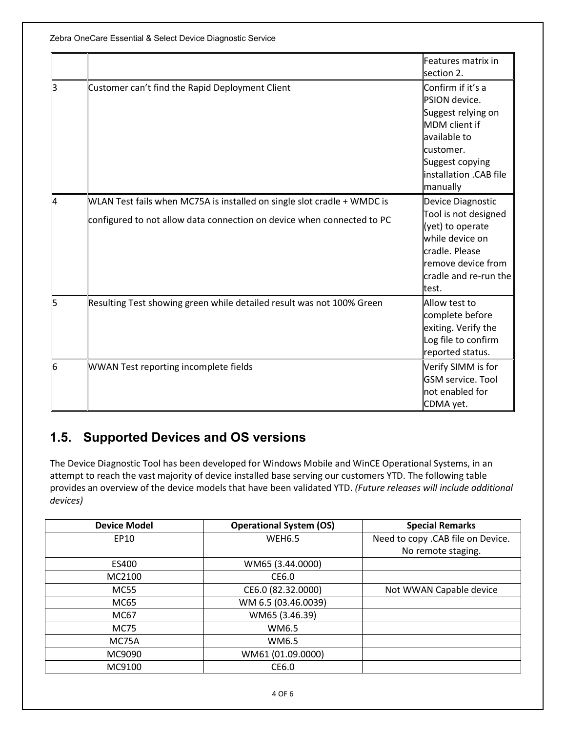| | | |
|---|---|---|
| | | Features matrix in section 2. |
| 3 | Customer can't find the Rapid Deployment Client | Confirm if it's a PSION device. Suggest relying on MDM client if available to customer. Suggest copying installation .CAB file manually |
| 4 | WLAN Test fails when MC75A is installed on single slot cradle + WMDC is configured to not allow data connection on device when connected to PC | Device Diagnostic Tool is not designed (yet) to operate while device on cradle. Please remove device from cradle and re-run the test. |
| 5 | Resulting Test showing green while detailed result was not 100% Green | Allow test to complete before exiting. Verify the Log file to confirm reported status. |
| 6 | WWAN Test reporting incomplete fields | Verify SIMM is for GSM service. Tool not enabled for CDMA yet. |

## 1.5. Supported Devices and OS versions

The Device Diagnostic Tool has been developed for Windows Mobile and WinCE Operational Systems, in an attempt to reach the vast majority of device installed base serving our customers YTD. The following table provides an overview of the device models that have been validated YTD. *(Future releases will include additional devices)*

| Device Model | Operational System (OS) | Special Remarks |
|---|---|---|
| EP10 | WEH6.5 | Need to copy .CAB file on Device. No remote staging. |
| ES400 | WM65 (3.44.0000) | |
| MC2100 | CE6.0 | |
| MC55 | CE6.0 (82.32.0000) | Not WWAN Capable device |
| MC65 | WM 6.5 (03.46.0039) | |
| MC67 | WM65 (3.46.39) | |
| MC75 | WM6.5 | |
| MC75A | WM6.5 | |
| MC9090 | WM61 (01.09.0000) | |
| MC9100 | CE6.0 | |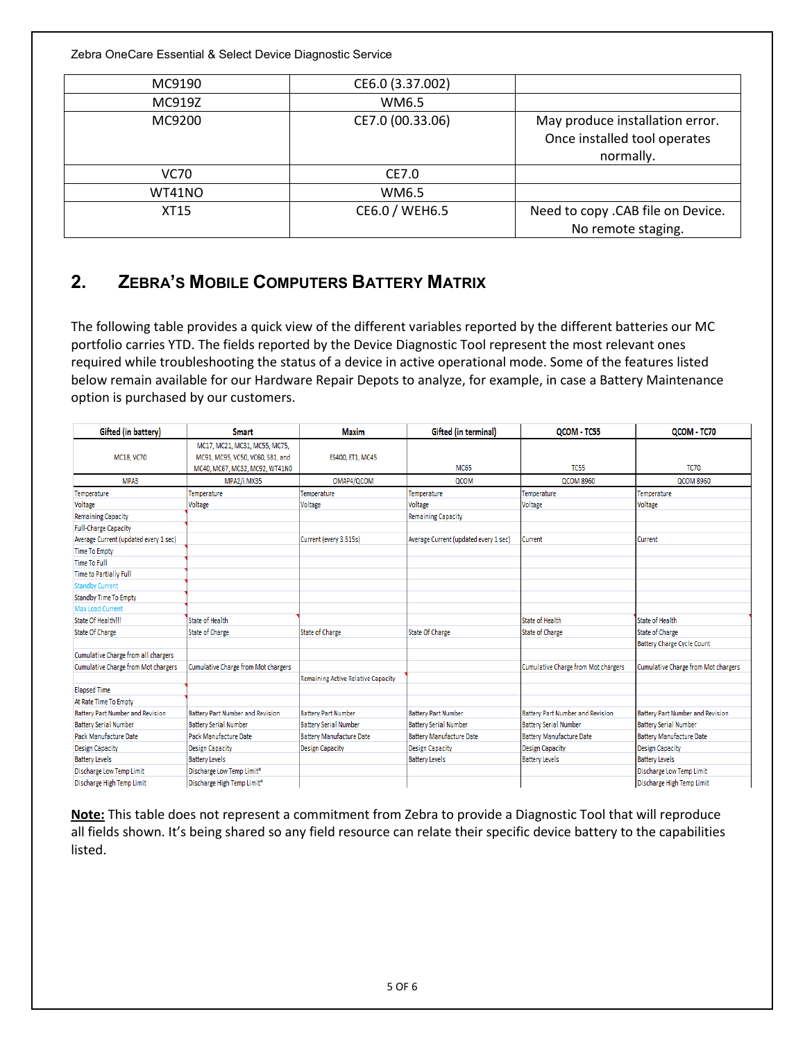| MC9190 | CE6.0 (3.37.002) | |
|---|---|---|
| MC919Z | WM6.5 | |
| MC9200 | CE7.0 (00.33.06) | May produce installation error. Once installed tool operates normally. |
| VC70 | CE7.0 | |
| WT41NO | WM6.5 | |
| XT15 | CE6.0 / WEH6.5 | Need to copy .CAB file on Device. No remote staging. |

## 2. ZEBRA'S MOBILE COMPUTERS BATTERY MATRIX

The following table provides a quick view of the different variables reported by the different batteries our MC portfolio carries YTD. The fields reported by the Device Diagnostic Tool represent the most relevant ones required while troubleshooting the status of a device in active operational mode. Some of the features listed below remain available for our Hardware Repair Depots to analyze, for example, in case a Battery Maintenance option is purchased by our customers.

| Gifted (in battery) | Smart | Maxim | Gifted (in terminal) | QCOM - TC55 | QCOM - TC70 |
|---|---|---|---|---|---|
| MC18, VC70 | MC17, MC21, MC31, MC55, MC75, MC91, MC95, VC50, VC60, SB1, and MC40, MC67, MC32, MC92, WT41N0 | ES400, ET1, MC45 | MC65 | TC55 | TC70 |
| MPA3 | MPA2/i.MX35 | OMAP4/QCOM | QCOM | QCOM 8960 | QCOM 8960 |
| Temperature | Temperature | Temperature | Temperature | Temperature | Temperature |
| Voltage | Voltage | Voltage | Voltage | Voltage | Voltage |
| Remaining Capacity | | | Remaining Capacity | | |
| Full-Charge Capacity | | | | | |
| Average Current (updated every 1 sec) | | Current (every 3.515s) | Average Current (updated every 1 sec) | Current | Current |
| Time To Empty | | | | | |
| Time To Full | | | | | |
| Time to Partially Full | | | | | |
| Standby Current | | | | | |
| Standby Time To Empty | | | | | |
| Max Load Current | | | | | |
| State Of Health!!! | State of Health | | | State of Health | State of Health |
| State Of Charge | State of Charge | State of Charge | State Of Charge | State of Charge | State of Charge |
| | | | | | Battery Charge Cycle Count |
| Cumulative Charge from all chargers | | | | | |
| Cumulative Charge from Mot chargers | Cumulative Charge from Mot chargers | | | Cumulative Charge from Mot chargers | Cumulative Charge from Mot chargers |
| | | Remaining Active Relative Capacity | | | |
| Elapsed Time | | | | | |
| At Rate Time To Empty | | | | | |
| Battery Part Number and Revision | Battery Part Number and Revision | Battery Part Number | Battery Part Number | Battery Part Number and Revision | Battery Part Number and Revision |
| Battery Serial Number | Battery Serial Number | Battery Serial Number | Battery Serial Number | Battery Serial Number | Battery Serial Number |
| Pack Manufacture Date | Pack Manufacture Date | Battery Manufacture Date | Battery Manufacture Date | Battery Manufacture Date | Battery Manufacture Date |
| Design Capacity | Design Capacity | Design Capacity | Design Capacity | Design Capacity | Design Capacity |
| Battery Levels | Battery Levels | | Battery Levels | Battery Levels | Battery Levels |
| Discharge Low Temp Limit | Discharge Low Temp Limit* | | | | Discharge Low Temp Limit |
| Discharge High Temp Limit | Discharge High Temp Limit* | | | | Discharge High Temp Limit |

**Note:** This table does not represent a commitment from Zebra to provide a Diagnostic Tool that will reproduce all fields shown. It's being shared so any field resource can relate their specific device battery to the capabilities listed.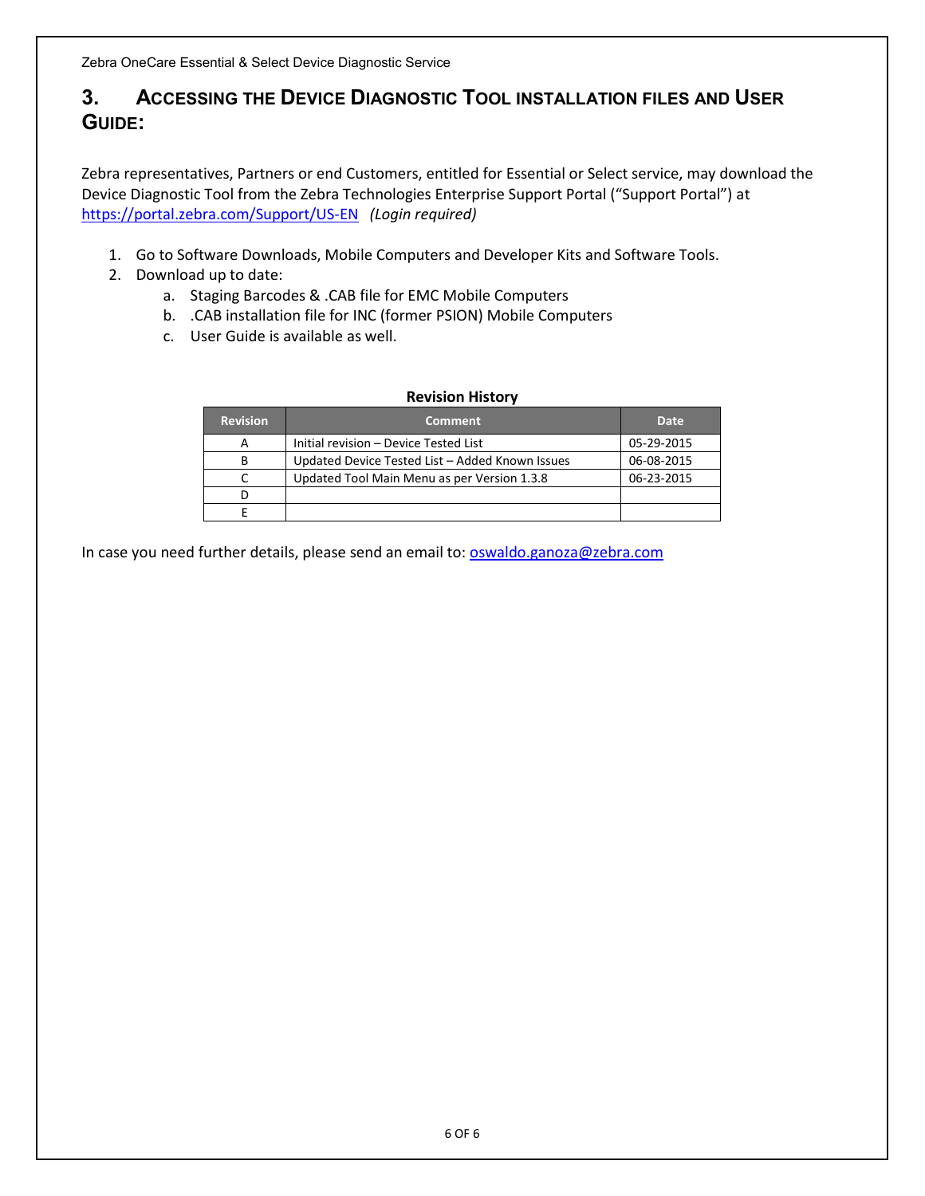## 3. ACCESSING THE DEVICE DIAGNOSTIC TOOL INSTALLATION FILES AND USER GUIDE:

Zebra representatives, Partners or end Customers, entitled for Essential or Select service, may download the Device Diagnostic Tool from the Zebra Technologies Enterprise Support Portal ("Support Portal") at https://portal.zebra.com/Support/US-EN *(Login required)*

1. Go to Software Downloads, Mobile Computers and Developer Kits and Software Tools.
2. Download up to date:
   a. Staging Barcodes & .CAB file for EMC Mobile Computers
   b. .CAB installation file for INC (former PSION) Mobile Computers
   c. User Guide is available as well.

**Revision History**

| Revision | Comment | Date |
|---|---|---|
| A | Initial revision – Device Tested List | 05-29-2015 |
| B | Updated Device Tested List – Added Known Issues | 06-08-2015 |
| C | Updated Tool Main Menu as per Version 1.3.8 | 06-23-2015 |
| D | | |
| E | | |

In case you need further details, please send an email to: oswaldo.ganoza@zebra.com